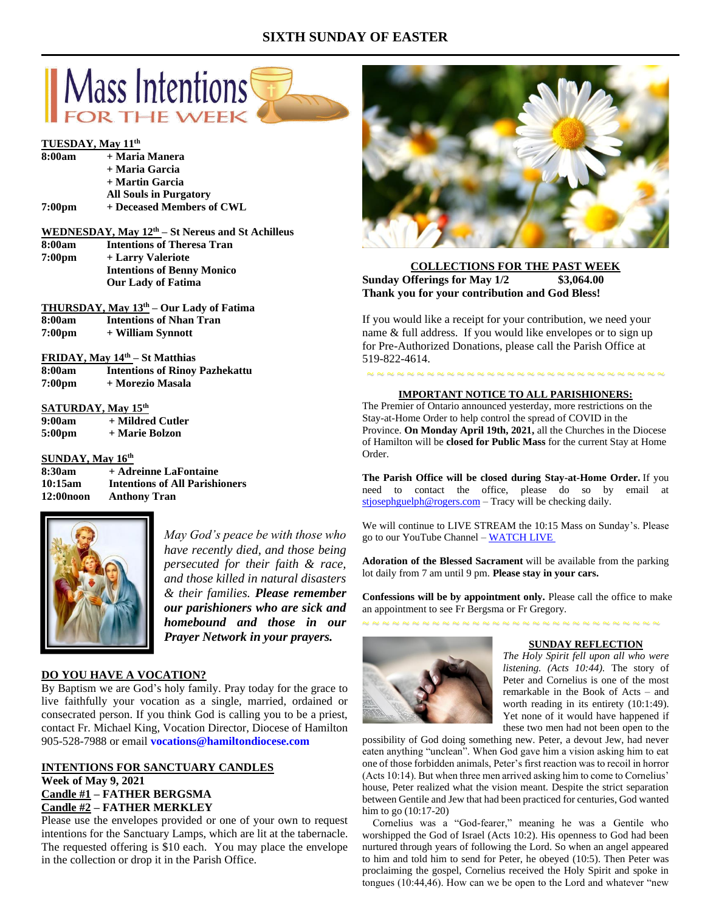# SIXTH SUNDAY OF EASTER

## Mass Intentions FOR THE WEEK

**TUESDAY, May 11th**

| | |
|---|---|
| **8:00am** | **+ Maria Manera** |
| | **+ Maria Garcia** |
| | **+ Martin Garcia** |
| | **All Souls in Purgatory** |
| **7:00pm** | **+ Deceased Members of CWL** |

**WEDNESDAY, May 12th – St Nereus and St Achilleus**

| | |
|---|---|
| **8:00am** | **Intentions of Theresa Tran** |
| **7:00pm** | **+ Larry Valeriote** |
| | **Intentions of Benny Monico** |
| | **Our Lady of Fatima** |

**THURSDAY, May 13th – Our Lady of Fatima**

| | |
|---|---|
| **8:00am** | **Intentions of Nhan Tran** |
| **7:00pm** | **+ William Synnott** |

**FRIDAY, May 14th – St Matthias**

| | |
|---|---|
| **8:00am** | **Intentions of Rinoy Pazhekattu** |
| **7:00pm** | **+ Morezio Masala** |

**SATURDAY, May 15th**

| | |
|---|---|
| **9:00am** | **+ Mildred Cutler** |
| **5:00pm** | **+ Marie Bolzon** |

**SUNDAY, May 16th**

| | |
|---|---|
| **8:30am** | **+ Adreinne LaFontaine** |
| **10:15am** | **Intentions of All Parishioners** |
| **12:00noon** | **Anthony Tran** |

*May God's peace be with those who have recently died, and those being persecuted for their faith & race, and those killed in natural disasters & their families.* ***Please remember our parishioners who are sick and homebound and those in our Prayer Network in your prayers.***

**DO YOU HAVE A VOCATION?**

By Baptism we are God's holy family. Pray today for the grace to live faithfully your vocation as a single, married, ordained or consecrated person. If you think God is calling you to be a priest, contact Fr. Michael King, Vocation Director, Diocese of Hamilton 905-528-7988 or email **vocations@hamiltondiocese.com**

**INTENTIONS FOR SANCTUARY CANDLES**

**Week of May 9, 2021**
**Candle #1 – FATHER BERGSMA**
**Candle #2 – FATHER MERKLEY**

Please use the envelopes provided or one of your own to request intentions for the Sanctuary Lamps, which are lit at the tabernacle. The requested offering is $10 each. You may place the envelope in the collection or drop it in the Parish Office.

**COLLECTIONS FOR THE PAST WEEK**

**Sunday Offerings for May 1/2 $3,064.00**
**Thank you for your contribution and God Bless!**

If you would like a receipt for your contribution, we need your name & full address. If you would like envelopes or to sign up for Pre-Authorized Donations, please call the Parish Office at 519-822-4614.

**IMPORTANT NOTICE TO ALL PARISHIONERS:**

The Premier of Ontario announced yesterday, more restrictions on the Stay-at-Home Order to help control the spread of COVID in the Province. **On Monday April 19th, 2021,** all the Churches in the Diocese of Hamilton will be **closed for Public Mass** for the current Stay at Home Order.

**The Parish Office will be closed during Stay-at-Home Order.** If you need to contact the office, please do so by email at stjosephguelph@rogers.com – Tracy will be checking daily.

We will continue to LIVE STREAM the 10:15 Mass on Sunday's. Please go to our YouTube Channel – WATCH LIVE

**Adoration of the Blessed Sacrament** will be available from the parking lot daily from 7 am until 9 pm. **Please stay in your cars.**

**Confessions will be by appointment only.** Please call the office to make an appointment to see Fr Bergsma or Fr Gregory.

**SUNDAY REFLECTION**

*The Holy Spirit fell upon all who were listening. (Acts 10:44).* The story of Peter and Cornelius is one of the most remarkable in the Book of Acts – and worth reading in its entirety (10:1:49). Yet none of it would have happened if these two men had not been open to the possibility of God doing something new. Peter, a devout Jew, had never eaten anything "unclean". When God gave him a vision asking him to eat one of those forbidden animals, Peter's first reaction was to recoil in horror (Acts 10:14). But when three men arrived asking him to come to Cornelius' house, Peter realized what the vision meant. Despite the strict separation between Gentile and Jew that had been practiced for centuries, God wanted him to go (10:17-20)

Cornelius was a "God-fearer," meaning he was a Gentile who worshipped the God of Israel (Acts 10:2). His openness to God had been nurtured through years of following the Lord. So when an angel appeared to him and told him to send for Peter, he obeyed (10:5). Then Peter was proclaiming the gospel, Cornelius received the Holy Spirit and spoke in tongues (10:44,46). How can we be open to the Lord and whatever "new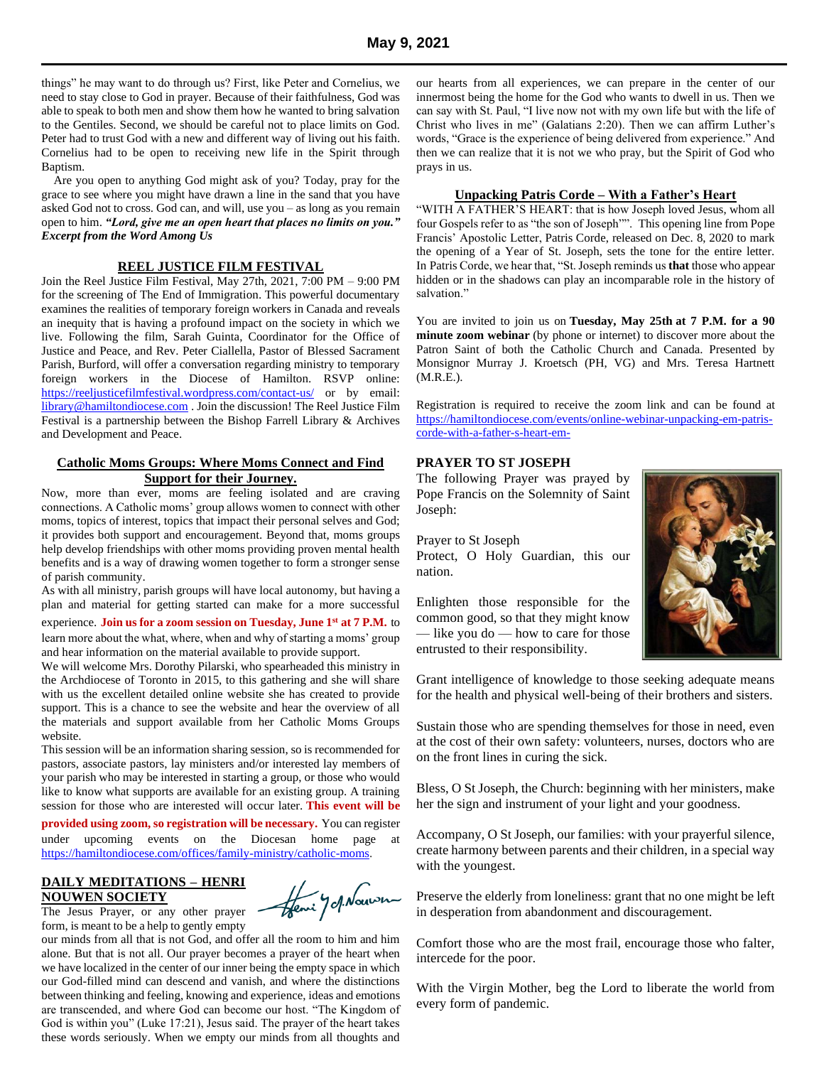things" he may want to do through us? First, like Peter and Cornelius, we need to stay close to God in prayer. Because of their faithfulness, God was able to speak to both men and show them how he wanted to bring salvation to the Gentiles. Second, we should be careful not to place limits on God. Peter had to trust God with a new and different way of living out his faith. Cornelius had to be open to receiving new life in the Spirit through Baptism.

Are you open to anything God might ask of you? Today, pray for the grace to see where you might have drawn a line in the sand that you have asked God not to cross. God can, and will, use you – as long as you remain open to him. ***"Lord, give me an open heart that places no limits on you." Excerpt from the Word Among Us***

## REEL JUSTICE FILM FESTIVAL

Join the Reel Justice Film Festival, May 27th, 2021, 7:00 PM – 9:00 PM for the screening of The End of Immigration. This powerful documentary examines the realities of temporary foreign workers in Canada and reveals an inequity that is having a profound impact on the society in which we live. Following the film, Sarah Guinta, Coordinator for the Office of Justice and Peace, and Rev. Peter Ciallella, Pastor of Blessed Sacrament Parish, Burford, will offer a conversation regarding ministry to temporary foreign workers in the Diocese of Hamilton. RSVP online: https://reeljusticefilmfestival.wordpress.com/contact-us/ or by email: library@hamiltondiocese.com . Join the discussion! The Reel Justice Film Festival is a partnership between the Bishop Farrell Library & Archives and Development and Peace.

## Catholic Moms Groups: Where Moms Connect and Find Support for their Journey.

Now, more than ever, moms are feeling isolated and are craving connections. A Catholic moms' group allows women to connect with other moms, topics of interest, topics that impact their personal selves and God; it provides both support and encouragement. Beyond that, moms groups help develop friendships with other moms providing proven mental health benefits and is a way of drawing women together to form a stronger sense of parish community.

As with all ministry, parish groups will have local autonomy, but having a plan and material for getting started can make for a more successful experience. **Join us for a zoom session on Tuesday, June 1st at 7 P.M.** to learn more about the what, where, when and why of starting a moms' group and hear information on the material available to provide support.

We will welcome Mrs. Dorothy Pilarski, who spearheaded this ministry in the Archdiocese of Toronto in 2015, to this gathering and she will share with us the excellent detailed online website she has created to provide support. This is a chance to see the website and hear the overview of all the materials and support available from her Catholic Moms Groups website.

This session will be an information sharing session, so is recommended for pastors, associate pastors, lay ministers and/or interested lay members of your parish who may be interested in starting a group, or those who would like to know what supports are available for an existing group. A training session for those who are interested will occur later. **This event will be provided using zoom, so registration will be necessary.** You can register under upcoming events on the Diocesan home page at https://hamiltondiocese.com/offices/family-ministry/catholic-moms.

## DAILY MEDITATIONS – HENRI NOUWEN SOCIETY

The Jesus Prayer, or any other prayer form, is meant to be a help to gently empty our minds from all that is not God, and offer all the room to him and him alone. But that is not all. Our prayer becomes a prayer of the heart when we have localized in the center of our inner being the empty space in which our God-filled mind can descend and vanish, and where the distinctions between thinking and feeling, knowing and experience, ideas and emotions are transcended, and where God can become our host. "The Kingdom of God is within you" (Luke 17:21), Jesus said. The prayer of the heart takes these words seriously. When we empty our minds from all thoughts and our hearts from all experiences, we can prepare in the center of our innermost being the home for the God who wants to dwell in us. Then we can say with St. Paul, "I live now not with my own life but with the life of Christ who lives in me" (Galatians 2:20). Then we can affirm Luther's words, "Grace is the experience of being delivered from experience." And then we can realize that it is not we who pray, but the Spirit of God who prays in us.

## Unpacking Patris Corde – With a Father's Heart

"WITH A FATHER'S HEART: that is how Joseph loved Jesus, whom all four Gospels refer to as "the son of Joseph"". This opening line from Pope Francis' Apostolic Letter, Patris Corde, released on Dec. 8, 2020 to mark the opening of a Year of St. Joseph, sets the tone for the entire letter. In Patris Corde, we hear that, "St. Joseph reminds us **that** those who appear hidden or in the shadows can play an incomparable role in the history of salvation."

You are invited to join us on **Tuesday, May 25th at 7 P.M. for a 90 minute zoom webinar** (by phone or internet) to discover more about the Patron Saint of both the Catholic Church and Canada. Presented by Monsignor Murray J. Kroetsch (PH, VG) and Mrs. Teresa Hartnett (M.R.E.).

Registration is required to receive the zoom link and can be found at https://hamiltondiocese.com/events/online-webinar-unpacking-em-patris-corde-with-a-father-s-heart-em-

## PRAYER TO ST JOSEPH

The following Prayer was prayed by Pope Francis on the Solemnity of Saint Joseph:

Prayer to St Joseph

Protect, O Holy Guardian, this our nation.

Enlighten those responsible for the common good, so that they might know — like you do — how to care for those entrusted to their responsibility.

Grant intelligence of knowledge to those seeking adequate means for the health and physical well-being of their brothers and sisters.

Sustain those who are spending themselves for those in need, even at the cost of their own safety: volunteers, nurses, doctors who are on the front lines in curing the sick.

Bless, O St Joseph, the Church: beginning with her ministers, make her the sign and instrument of your light and your goodness.

Accompany, O St Joseph, our families: with your prayerful silence, create harmony between parents and their children, in a special way with the youngest.

Preserve the elderly from loneliness: grant that no one might be left in desperation from abandonment and discouragement.

Comfort those who are the most frail, encourage those who falter, intercede for the poor.

With the Virgin Mother, beg the Lord to liberate the world from every form of pandemic.